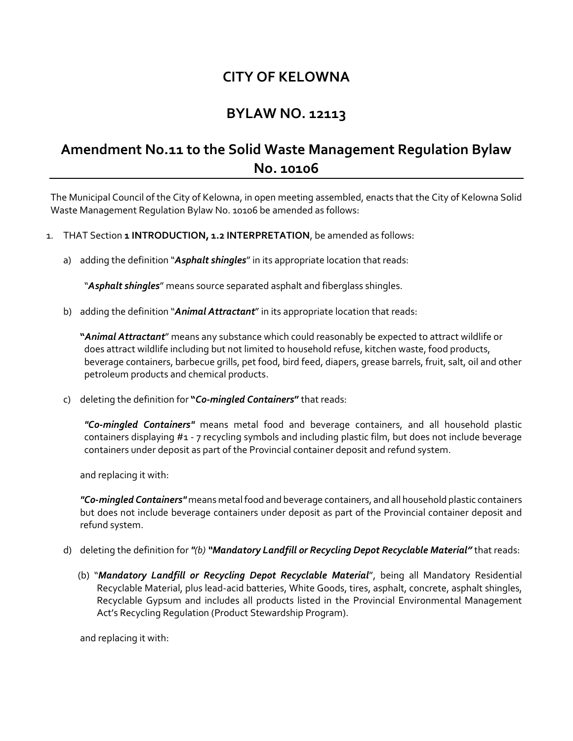# CITY OF KELOWNA

# BYLAW NO. 12113

## Amendment No.11 to the Solid Waste Management Regulation Bylaw No. 10106

The Municipal Council of the City of Kelowna, in open meeting assembled, enacts that the City of Kelowna Solid Waste Management Regulation Bylaw No. 10106 be amended as follows:

1. THAT Section **1 INTRODUCTION, 1.2 INTERPRETATION**, be amended as follows:

   a) adding the definition "***Asphalt shingles***" in its appropriate location that reads:

      "***Asphalt shingles***" means source separated asphalt and fiberglass shingles.

   b) adding the definition "***Animal Attractant***" in its appropriate location that reads:

      **"*Animal Attractant***" means any substance which could reasonably be expected to attract wildlife or does attract wildlife including but not limited to household refuse, kitchen waste, food products, beverage containers, barbecue grills, pet food, bird feed, diapers, grease barrels, fruit, salt, oil and other petroleum products and chemical products.

   c) deleting the definition for **"*Co-mingled Containers*"** that reads:

      ***"Co-mingled Containers"*** means metal food and beverage containers, and all household plastic containers displaying #1 - 7 recycling symbols and including plastic film, but does not include beverage containers under deposit as part of the Provincial container deposit and refund system.

      and replacing it with:

      ***"Co-mingled Containers"*** means metal food and beverage containers, and all household plastic containers but does not include beverage containers under deposit as part of the Provincial container deposit and refund system.

   d) deleting the definition for *"(b)* ***"Mandatory Landfill or Recycling Depot Recyclable Material"*** that reads:

      (b) "***Mandatory Landfill or Recycling Depot Recyclable Material***", being all Mandatory Residential Recyclable Material, plus lead-acid batteries, White Goods, tires, asphalt, concrete, asphalt shingles, Recyclable Gypsum and includes all products listed in the Provincial Environmental Management Act's Recycling Regulation (Product Stewardship Program).

      and replacing it with: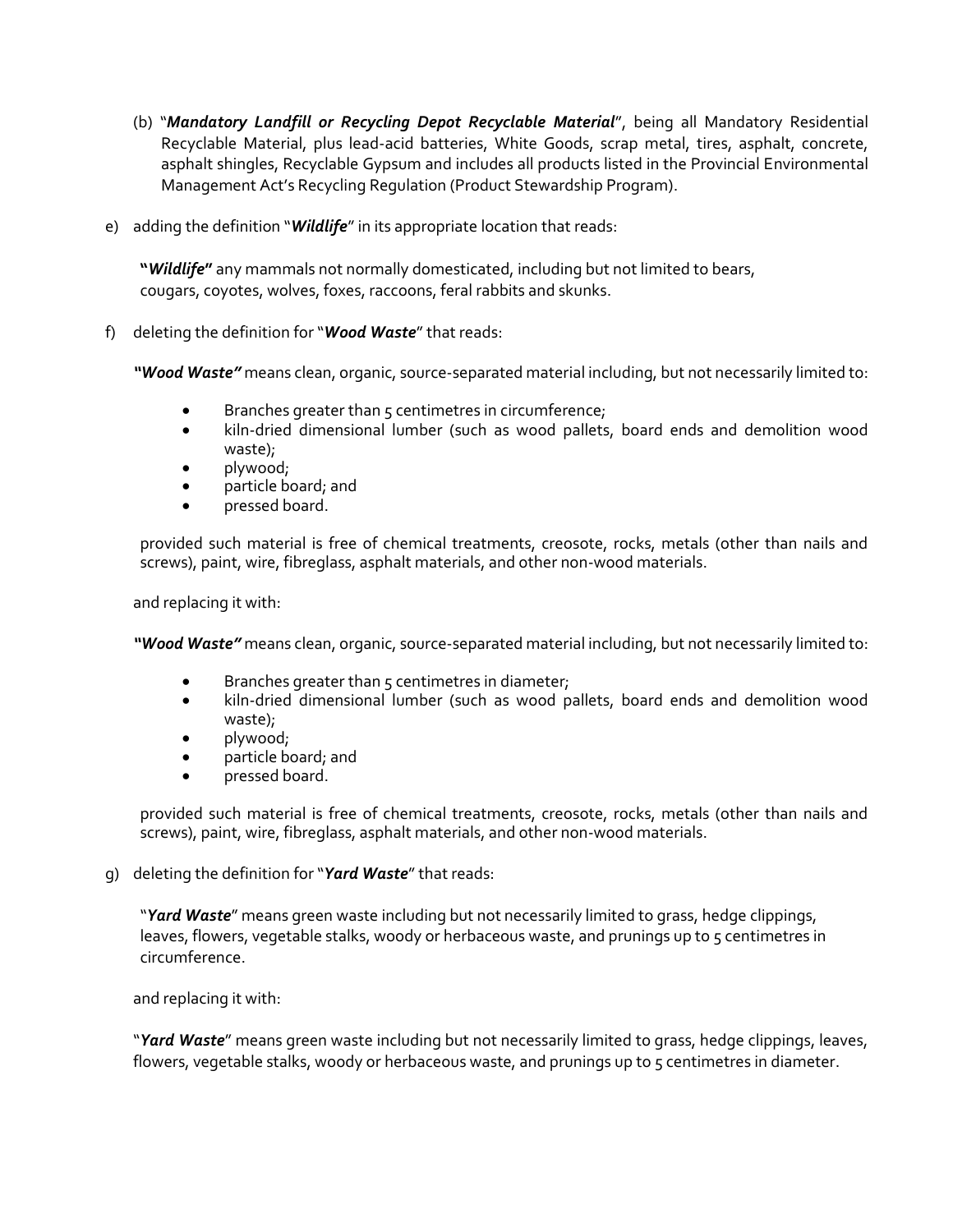(b) "***Mandatory Landfill or Recycling Depot Recyclable Material***", being all Mandatory Residential Recyclable Material, plus lead-acid batteries, White Goods, scrap metal, tires, asphalt, concrete, asphalt shingles, Recyclable Gypsum and includes all products listed in the Provincial Environmental Management Act's Recycling Regulation (Product Stewardship Program).

e) adding the definition "***Wildlife***" in its appropriate location that reads:

**"*Wildlife*"** any mammals not normally domesticated, including but not limited to bears, cougars, coyotes, wolves, foxes, raccoons, feral rabbits and skunks.

f) deleting the definition for "***Wood Waste***" that reads:

***"Wood Waste"*** means clean, organic, source-separated material including, but not necessarily limited to:

- Branches greater than 5 centimetres in circumference;
- kiln-dried dimensional lumber (such as wood pallets, board ends and demolition wood waste);
- plywood;
- particle board; and
- pressed board.

provided such material is free of chemical treatments, creosote, rocks, metals (other than nails and screws), paint, wire, fibreglass, asphalt materials, and other non-wood materials.

and replacing it with:

***"Wood Waste"*** means clean, organic, source-separated material including, but not necessarily limited to:

- Branches greater than 5 centimetres in diameter;
- kiln-dried dimensional lumber (such as wood pallets, board ends and demolition wood waste);
- plywood;
- particle board; and
- pressed board.

provided such material is free of chemical treatments, creosote, rocks, metals (other than nails and screws), paint, wire, fibreglass, asphalt materials, and other non-wood materials.

g) deleting the definition for "***Yard Waste***" that reads:

"***Yard Waste***" means green waste including but not necessarily limited to grass, hedge clippings, leaves, flowers, vegetable stalks, woody or herbaceous waste, and prunings up to 5 centimetres in circumference.

and replacing it with:

"***Yard Waste***" means green waste including but not necessarily limited to grass, hedge clippings, leaves, flowers, vegetable stalks, woody or herbaceous waste, and prunings up to 5 centimetres in diameter.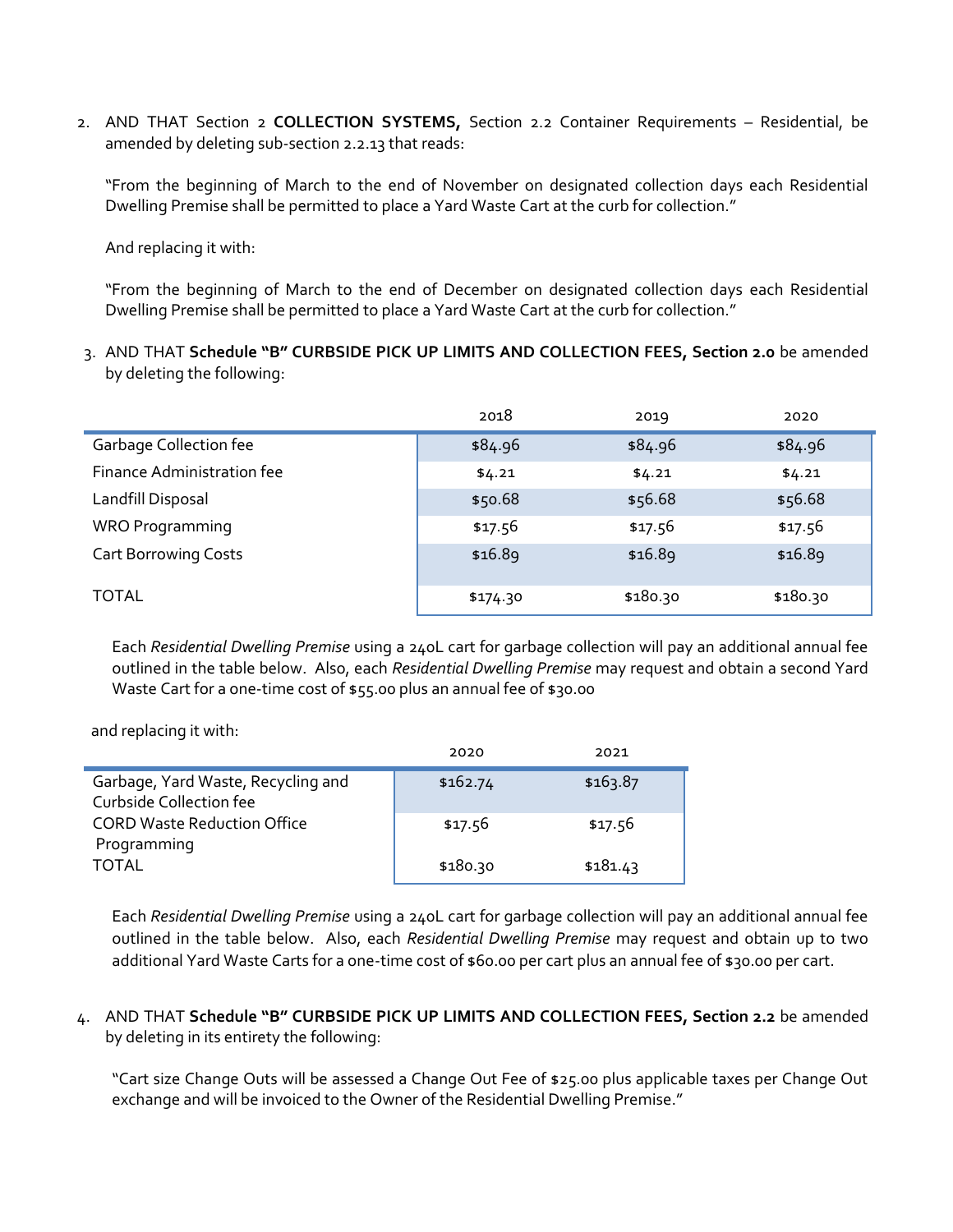2. AND THAT Section 2 **COLLECTION SYSTEMS,** Section 2.2 Container Requirements – Residential, be amended by deleting sub-section 2.2.13 that reads:

   "From the beginning of March to the end of November on designated collection days each Residential Dwelling Premise shall be permitted to place a Yard Waste Cart at the curb for collection."

   And replacing it with:

   "From the beginning of March to the end of December on designated collection days each Residential Dwelling Premise shall be permitted to place a Yard Waste Cart at the curb for collection."

3. AND THAT **Schedule "B" CURBSIDE PICK UP LIMITS AND COLLECTION FEES, Section 2.0** be amended by deleting the following:

| | 2018 | 2019 | 2020 |
|---|---|---|---|
| Garbage Collection fee | $84.96 | $84.96 | $84.96 |
| Finance Administration fee | $4.21 | $4.21 | $4.21 |
| Landfill Disposal | $50.68 | $56.68 | $56.68 |
| WRO Programming | $17.56 | $17.56 | $17.56 |
| Cart Borrowing Costs | $16.89 | $16.89 | $16.89 |
| TOTAL | $174.30 | $180.30 | $180.30 |

   Each *Residential Dwelling Premise* using a 240L cart for garbage collection will pay an additional annual fee outlined in the table below. Also, each *Residential Dwelling Premise* may request and obtain a second Yard Waste Cart for a one-time cost of $55.00 plus an annual fee of $30.00

   and replacing it with:

| | 2020 | 2021 |
|---|---|---|
| Garbage, Yard Waste, Recycling and Curbside Collection fee | $162.74 | $163.87 |
| CORD Waste Reduction Office Programming | $17.56 | $17.56 |
| TOTAL | $180.30 | $181.43 |

   Each *Residential Dwelling Premise* using a 240L cart for garbage collection will pay an additional annual fee outlined in the table below. Also, each *Residential Dwelling Premise* may request and obtain up to two additional Yard Waste Carts for a one-time cost of $60.00 per cart plus an annual fee of $30.00 per cart.

4. AND THAT **Schedule "B" CURBSIDE PICK UP LIMITS AND COLLECTION FEES, Section 2.2** be amended by deleting in its entirety the following:

   "Cart size Change Outs will be assessed a Change Out Fee of $25.00 plus applicable taxes per Change Out exchange and will be invoiced to the Owner of the Residential Dwelling Premise."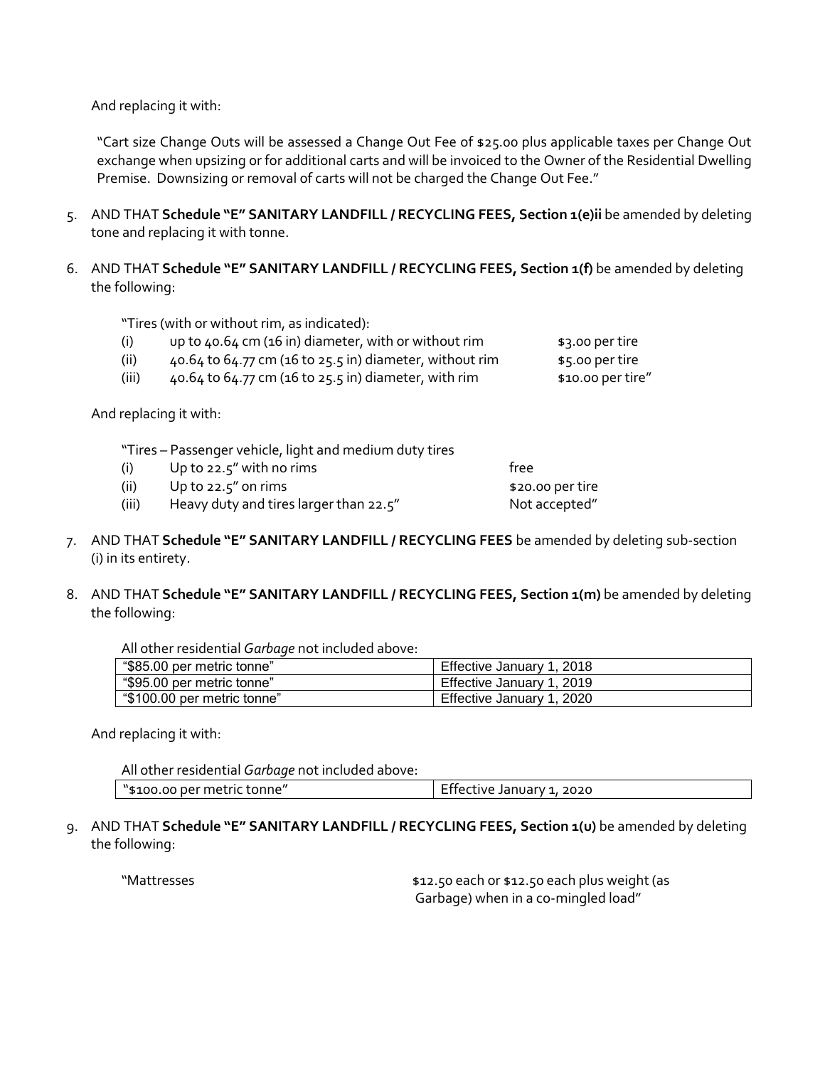And replacing it with:

"Cart size Change Outs will be assessed a Change Out Fee of $25.00 plus applicable taxes per Change Out exchange when upsizing or for additional carts and will be invoiced to the Owner of the Residential Dwelling Premise. Downsizing or removal of carts will not be charged the Change Out Fee."

5. AND THAT **Schedule "E" SANITARY LANDFILL / RECYCLING FEES, Section 1(e)ii** be amended by deleting tone and replacing it with tonne.

6. AND THAT **Schedule "E" SANITARY LANDFILL / RECYCLING FEES, Section 1(f)** be amended by deleting the following:

   "Tires (with or without rim, as indicated):

   | | | |
   |---|---|---|
   | (i) | up to 40.64 cm (16 in) diameter, with or without rim | $3.00 per tire |
   | (ii) | 40.64 to 64.77 cm (16 to 25.5 in) diameter, without rim | $5.00 per tire |
   | (iii) | 40.64 to 64.77 cm (16 to 25.5 in) diameter, with rim | $10.00 per tire" |

   And replacing it with:

   "Tires – Passenger vehicle, light and medium duty tires

   | | | |
   |---|---|---|
   | (i) | Up to 22.5" with no rims | free |
   | (ii) | Up to 22.5" on rims | $20.00 per tire |
   | (iii) | Heavy duty and tires larger than 22.5" | Not accepted" |

7. AND THAT **Schedule "E" SANITARY LANDFILL / RECYCLING FEES** be amended by deleting sub-section (i) in its entirety.

8. AND THAT **Schedule "E" SANITARY LANDFILL / RECYCLING FEES, Section 1(m)** be amended by deleting the following:

   All other residential *Garbage* not included above:

   | | |
   |---|---|
   | "$85.00 per metric tonne" | Effective January 1, 2018 |
   | "$95.00 per metric tonne" | Effective January 1, 2019 |
   | "$100.00 per metric tonne" | Effective January 1, 2020 |

   And replacing it with:

   All other residential *Garbage* not included above:

   | | |
   |---|---|
   | "$100.00 per metric tonne" | Effective January 1, 2020 |

9. AND THAT **Schedule "E" SANITARY LANDFILL / RECYCLING FEES, Section 1(u)** be amended by deleting the following:

   "Mattresses — $12.50 each or $12.50 each plus weight (as Garbage) when in a co-mingled load"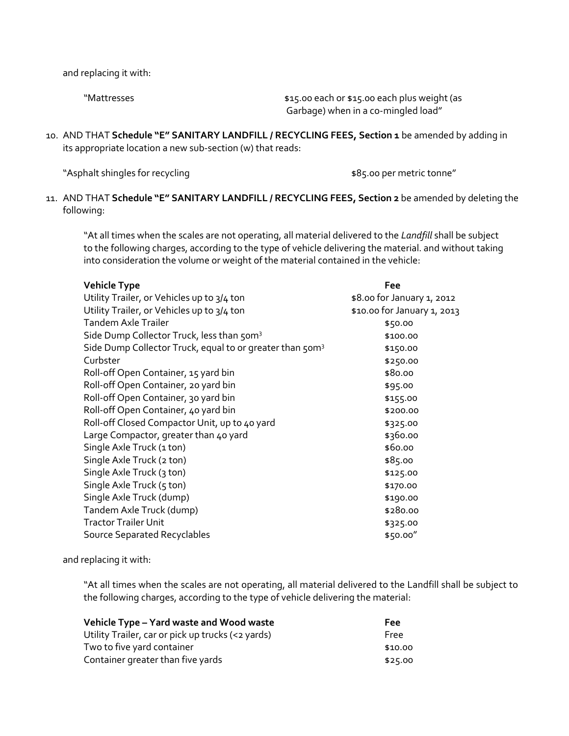and replacing it with:

| | |
|---|---|
| "Mattresses | $15.00 each or $15.00 each plus weight (as Garbage) when in a co-mingled load" |

10. AND THAT **Schedule "E" SANITARY LANDFILL / RECYCLING FEES, Section 1** be amended by adding in its appropriate location a new sub-section (w) that reads:

| | |
|---|---|
| "Asphalt shingles for recycling | $85.00 per metric tonne" |

11. AND THAT **Schedule "E" SANITARY LANDFILL / RECYCLING FEES, Section 2** be amended by deleting the following:

"At all times when the scales are not operating, all material delivered to the *Landfill* shall be subject to the following charges, according to the type of vehicle delivering the material. and without taking into consideration the volume or weight of the material contained in the vehicle:

| **Vehicle Type** | **Fee** |
|---|---|
| Utility Trailer, or Vehicles up to 3/4 ton | $8.00 for January 1, 2012 |
| Utility Trailer, or Vehicles up to 3/4 ton | $10.00 for January 1, 2013 |
| Tandem Axle Trailer | $50.00 |
| Side Dump Collector Truck, less than $50m^3$ | $100.00 |
| Side Dump Collector Truck, equal to or greater than $50m^3$ | $150.00 |
| Curbster | $250.00 |
| Roll-off Open Container, 15 yard bin | $80.00 |
| Roll-off Open Container, 20 yard bin | $95.00 |
| Roll-off Open Container, 30 yard bin | $155.00 |
| Roll-off Open Container, 40 yard bin | $200.00 |
| Roll-off Closed Compactor Unit, up to 40 yard | $325.00 |
| Large Compactor, greater than 40 yard | $360.00 |
| Single Axle Truck (1 ton) | $60.00 |
| Single Axle Truck (2 ton) | $85.00 |
| Single Axle Truck (3 ton) | $125.00 |
| Single Axle Truck (5 ton) | $170.00 |
| Single Axle Truck (dump) | $190.00 |
| Tandem Axle Truck (dump) | $280.00 |
| Tractor Trailer Unit | $325.00 |
| Source Separated Recyclables | $50.00" |

and replacing it with:

"At all times when the scales are not operating, all material delivered to the Landfill shall be subject to the following charges, according to the type of vehicle delivering the material:

| **Vehicle Type – Yard waste and Wood waste** | **Fee** |
|---|---|
| Utility Trailer, car or pick up trucks (<2 yards) | Free |
| Two to five yard container | $10.00 |
| Container greater than five yards | $25.00 |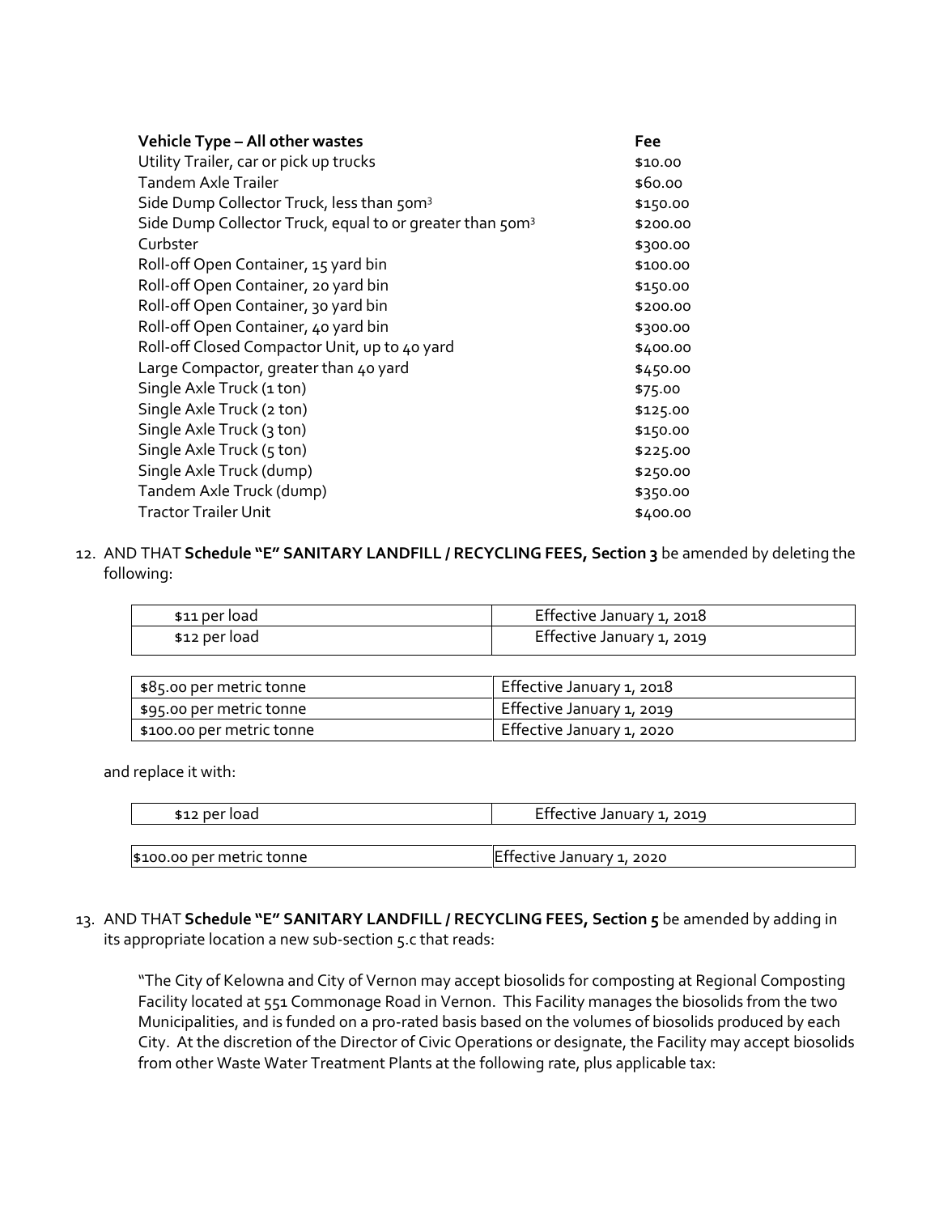| Vehicle Type – All other wastes | Fee |
| --- | --- |
| Utility Trailer, car or pick up trucks | $10.00 |
| Tandem Axle Trailer | $60.00 |
| Side Dump Collector Truck, less than 50m$^3$ | $150.00 |
| Side Dump Collector Truck, equal to or greater than 50m$^3$ | $200.00 |
| Curbster | $300.00 |
| Roll-off Open Container, 15 yard bin | $100.00 |
| Roll-off Open Container, 20 yard bin | $150.00 |
| Roll-off Open Container, 30 yard bin | $200.00 |
| Roll-off Open Container, 40 yard bin | $300.00 |
| Roll-off Closed Compactor Unit, up to 40 yard | $400.00 |
| Large Compactor, greater than 40 yard | $450.00 |
| Single Axle Truck (1 ton) | $75.00 |
| Single Axle Truck (2 ton) | $125.00 |
| Single Axle Truck (3 ton) | $150.00 |
| Single Axle Truck (5 ton) | $225.00 |
| Single Axle Truck (dump) | $250.00 |
| Tandem Axle Truck (dump) | $350.00 |
| Tractor Trailer Unit | $400.00 |

12. AND THAT **Schedule "E" SANITARY LANDFILL / RECYCLING FEES, Section 3** be amended by deleting the following:

| | |
| --- | --- |
| $11 per load | Effective January 1, 2018 |
| $12 per load | Effective January 1, 2019 |

| | |
| --- | --- |
| $85.00 per metric tonne | Effective January 1, 2018 |
| $95.00 per metric tonne | Effective January 1, 2019 |
| $100.00 per metric tonne | Effective January 1, 2020 |

and replace it with:

| | |
| --- | --- |
| $12 per load | Effective January 1, 2019 |

| | |
| --- | --- |
| $100.00 per metric tonne | Effective January 1, 2020 |

13. AND THAT **Schedule "E" SANITARY LANDFILL / RECYCLING FEES, Section 5** be amended by adding in its appropriate location a new sub-section 5.c that reads:

"The City of Kelowna and City of Vernon may accept biosolids for composting at Regional Composting Facility located at 551 Commonage Road in Vernon. This Facility manages the biosolids from the two Municipalities, and is funded on a pro-rated basis based on the volumes of biosolids produced by each City. At the discretion of the Director of Civic Operations or designate, the Facility may accept biosolids from other Waste Water Treatment Plants at the following rate, plus applicable tax: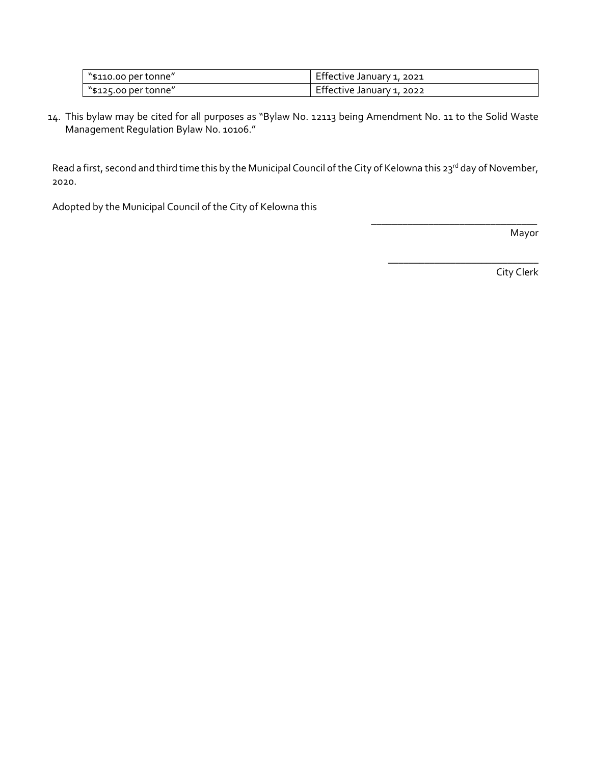| | |
|---|---|
| "$110.00 per tonne" | Effective January 1, 2021 |
| "$125.00 per tonne" | Effective January 1, 2022 |

14. This bylaw may be cited for all purposes as "Bylaw No. 12113 being Amendment No. 11 to the Solid Waste Management Regulation Bylaw No. 10106."

Read a first, second and third time this by the Municipal Council of the City of Kelowna this 23rd day of November, 2020.

Adopted by the Municipal Council of the City of Kelowna this

\_\_\_\_\_\_\_\_\_\_\_\_\_\_\_\_\_\_\_\_\_\_\_\_\_\_\_\_\_\_\_\_

Mayor

\_\_\_\_\_\_\_\_\_\_\_\_\_\_\_\_\_\_\_\_\_\_\_\_\_\_\_\_\_\_

City Clerk